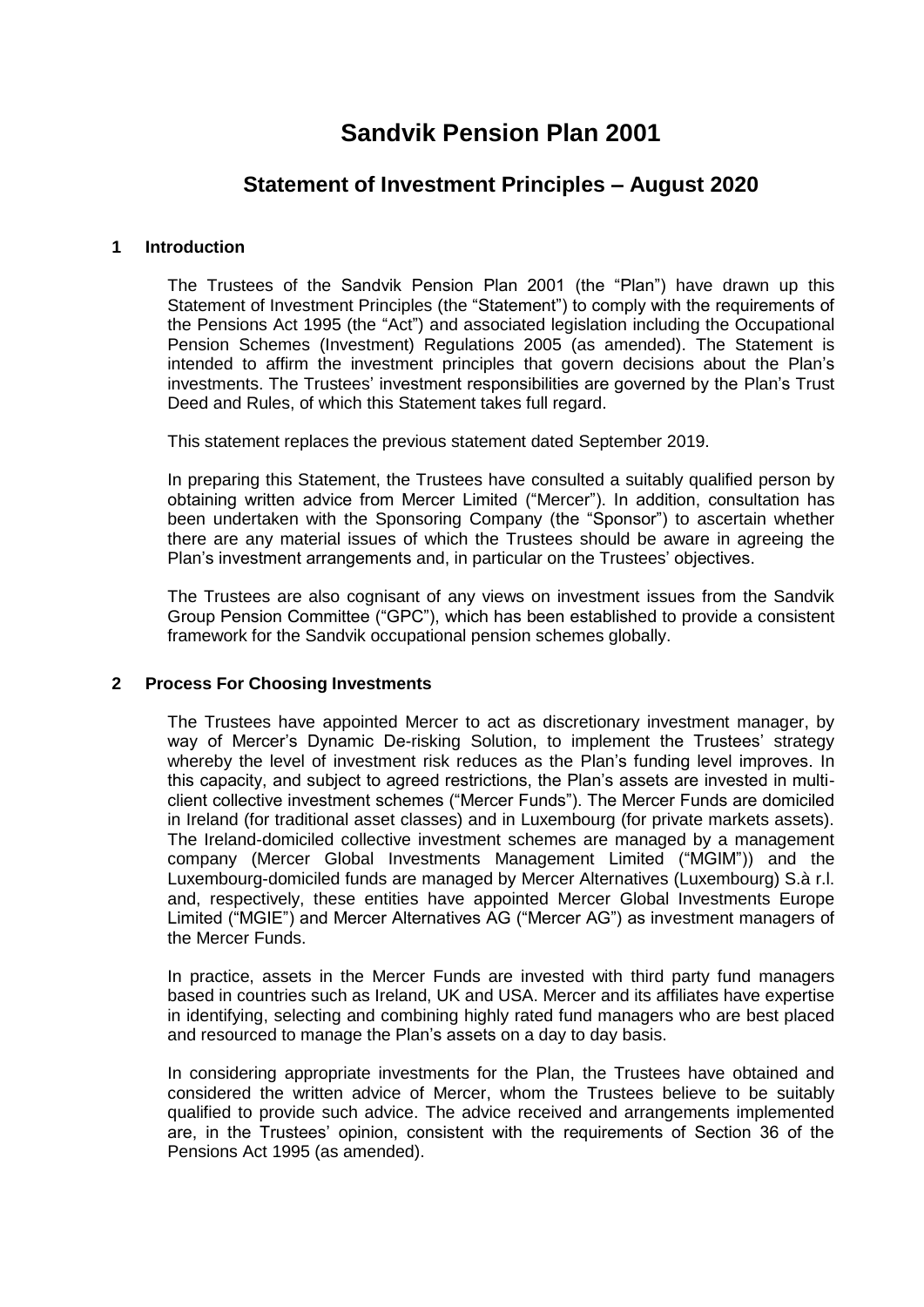# Sandvik Pension Plan 2001

## Statement of Investment Principles – August 2020

### 1 Introduction

The Trustees of the Sandvik Pension Plan 2001 (the "Plan") have drawn up this Statement of Investment Principles (the "Statement") to comply with the requirements of the Pensions Act 1995 (the "Act") and associated legislation including the Occupational Pension Schemes (Investment) Regulations 2005 (as amended). The Statement is intended to affirm the investment principles that govern decisions about the Plan's investments. The Trustees' investment responsibilities are governed by the Plan's Trust Deed and Rules, of which this Statement takes full regard.

This statement replaces the previous statement dated September 2019.

In preparing this Statement, the Trustees have consulted a suitably qualified person by obtaining written advice from Mercer Limited ("Mercer"). In addition, consultation has been undertaken with the Sponsoring Company (the "Sponsor") to ascertain whether there are any material issues of which the Trustees should be aware in agreeing the Plan's investment arrangements and, in particular on the Trustees' objectives.

The Trustees are also cognisant of any views on investment issues from the Sandvik Group Pension Committee ("GPC"), which has been established to provide a consistent framework for the Sandvik occupational pension schemes globally.

### 2 Process For Choosing Investments

The Trustees have appointed Mercer to act as discretionary investment manager, by way of Mercer's Dynamic De-risking Solution, to implement the Trustees' strategy whereby the level of investment risk reduces as the Plan's funding level improves. In this capacity, and subject to agreed restrictions, the Plan's assets are invested in multi-client collective investment schemes ("Mercer Funds"). The Mercer Funds are domiciled in Ireland (for traditional asset classes) and in Luxembourg (for private markets assets). The Ireland-domiciled collective investment schemes are managed by a management company (Mercer Global Investments Management Limited ("MGIM")) and the Luxembourg-domiciled funds are managed by Mercer Alternatives (Luxembourg) S.à r.l. and, respectively, these entities have appointed Mercer Global Investments Europe Limited ("MGIE") and Mercer Alternatives AG ("Mercer AG") as investment managers of the Mercer Funds.

In practice, assets in the Mercer Funds are invested with third party fund managers based in countries such as Ireland, UK and USA. Mercer and its affiliates have expertise in identifying, selecting and combining highly rated fund managers who are best placed and resourced to manage the Plan's assets on a day to day basis.

In considering appropriate investments for the Plan, the Trustees have obtained and considered the written advice of Mercer, whom the Trustees believe to be suitably qualified to provide such advice. The advice received and arrangements implemented are, in the Trustees' opinion, consistent with the requirements of Section 36 of the Pensions Act 1995 (as amended).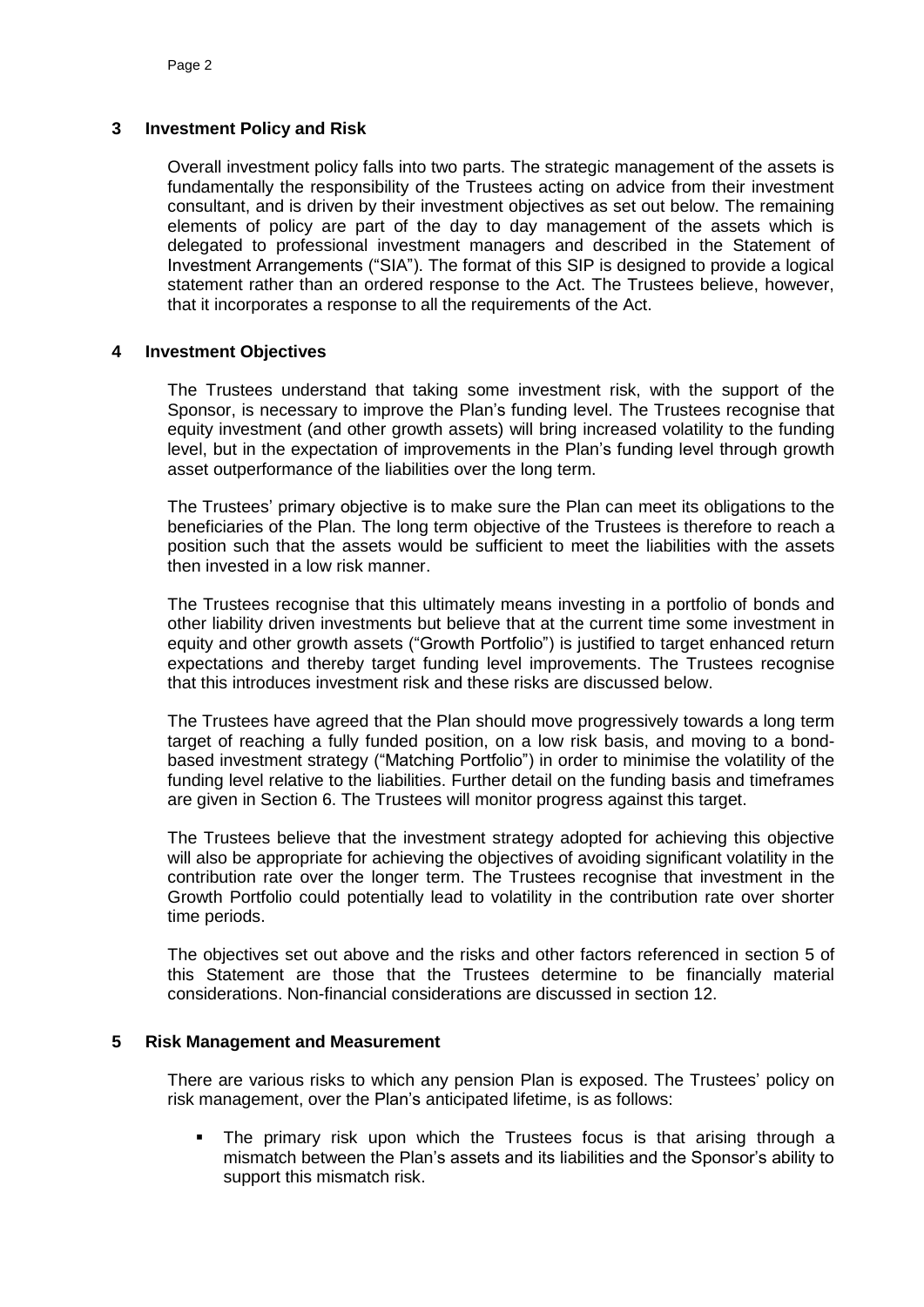## 3 Investment Policy and Risk

Overall investment policy falls into two parts. The strategic management of the assets is fundamentally the responsibility of the Trustees acting on advice from their investment consultant, and is driven by their investment objectives as set out below. The remaining elements of policy are part of the day to day management of the assets which is delegated to professional investment managers and described in the Statement of Investment Arrangements ("SIA"). The format of this SIP is designed to provide a logical statement rather than an ordered response to the Act. The Trustees believe, however, that it incorporates a response to all the requirements of the Act.

## 4 Investment Objectives

The Trustees understand that taking some investment risk, with the support of the Sponsor, is necessary to improve the Plan's funding level. The Trustees recognise that equity investment (and other growth assets) will bring increased volatility to the funding level, but in the expectation of improvements in the Plan's funding level through growth asset outperformance of the liabilities over the long term.

The Trustees' primary objective is to make sure the Plan can meet its obligations to the beneficiaries of the Plan. The long term objective of the Trustees is therefore to reach a position such that the assets would be sufficient to meet the liabilities with the assets then invested in a low risk manner.

The Trustees recognise that this ultimately means investing in a portfolio of bonds and other liability driven investments but believe that at the current time some investment in equity and other growth assets ("Growth Portfolio") is justified to target enhanced return expectations and thereby target funding level improvements. The Trustees recognise that this introduces investment risk and these risks are discussed below.

The Trustees have agreed that the Plan should move progressively towards a long term target of reaching a fully funded position, on a low risk basis, and moving to a bond-based investment strategy ("Matching Portfolio") in order to minimise the volatility of the funding level relative to the liabilities. Further detail on the funding basis and timeframes are given in Section 6. The Trustees will monitor progress against this target.

The Trustees believe that the investment strategy adopted for achieving this objective will also be appropriate for achieving the objectives of avoiding significant volatility in the contribution rate over the longer term. The Trustees recognise that investment in the Growth Portfolio could potentially lead to volatility in the contribution rate over shorter time periods.

The objectives set out above and the risks and other factors referenced in section 5 of this Statement are those that the Trustees determine to be financially material considerations. Non-financial considerations are discussed in section 12.

## 5 Risk Management and Measurement

There are various risks to which any pension Plan is exposed. The Trustees' policy on risk management, over the Plan's anticipated lifetime, is as follows:

- The primary risk upon which the Trustees focus is that arising through a mismatch between the Plan's assets and its liabilities and the Sponsor's ability to support this mismatch risk.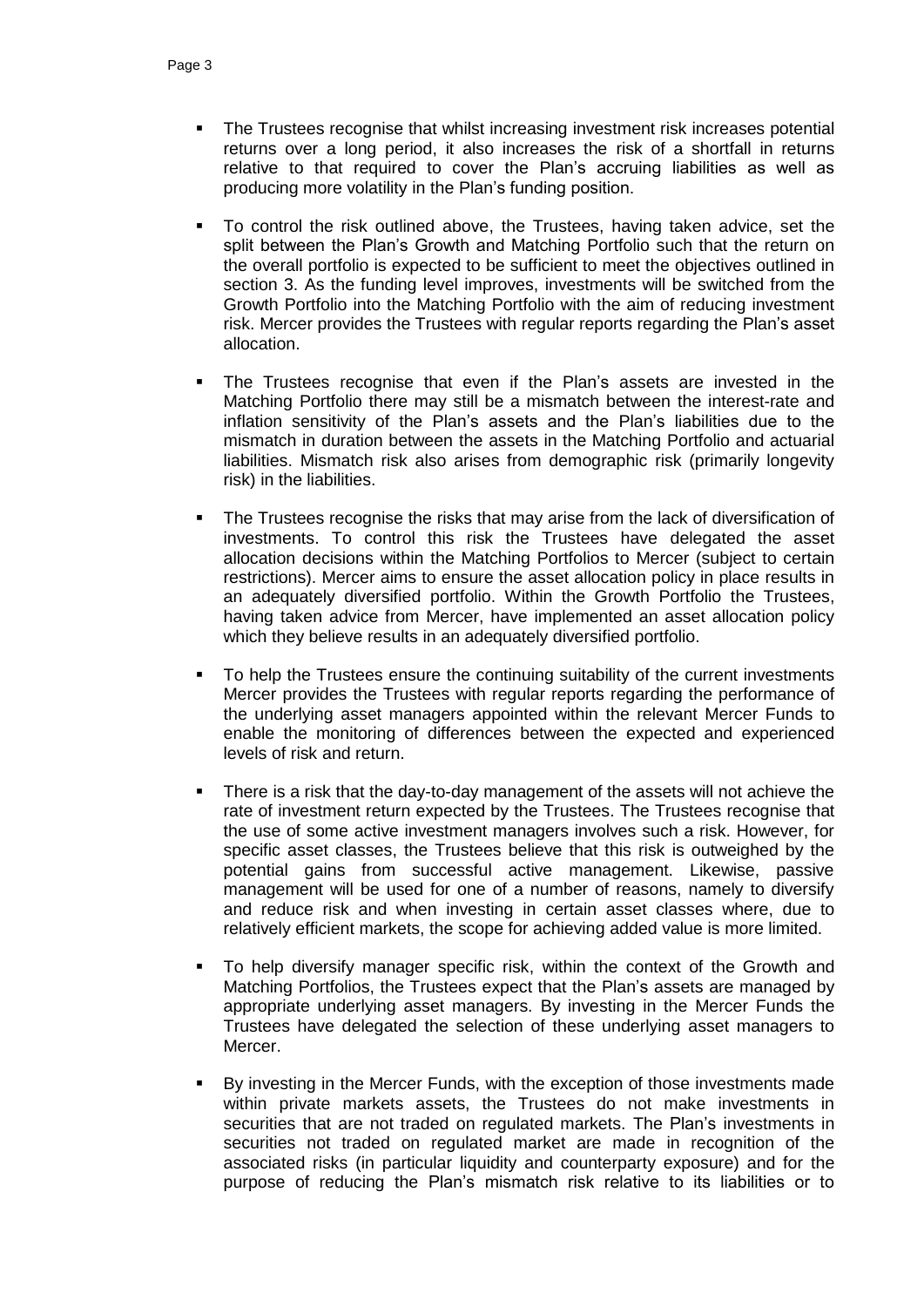- The Trustees recognise that whilst increasing investment risk increases potential returns over a long period, it also increases the risk of a shortfall in returns relative to that required to cover the Plan's accruing liabilities as well as producing more volatility in the Plan's funding position.

- To control the risk outlined above, the Trustees, having taken advice, set the split between the Plan's Growth and Matching Portfolio such that the return on the overall portfolio is expected to be sufficient to meet the objectives outlined in section 3. As the funding level improves, investments will be switched from the Growth Portfolio into the Matching Portfolio with the aim of reducing investment risk. Mercer provides the Trustees with regular reports regarding the Plan's asset allocation.

- The Trustees recognise that even if the Plan's assets are invested in the Matching Portfolio there may still be a mismatch between the interest-rate and inflation sensitivity of the Plan's assets and the Plan's liabilities due to the mismatch in duration between the assets in the Matching Portfolio and actuarial liabilities. Mismatch risk also arises from demographic risk (primarily longevity risk) in the liabilities.

- The Trustees recognise the risks that may arise from the lack of diversification of investments. To control this risk the Trustees have delegated the asset allocation decisions within the Matching Portfolios to Mercer (subject to certain restrictions). Mercer aims to ensure the asset allocation policy in place results in an adequately diversified portfolio. Within the Growth Portfolio the Trustees, having taken advice from Mercer, have implemented an asset allocation policy which they believe results in an adequately diversified portfolio.

- To help the Trustees ensure the continuing suitability of the current investments Mercer provides the Trustees with regular reports regarding the performance of the underlying asset managers appointed within the relevant Mercer Funds to enable the monitoring of differences between the expected and experienced levels of risk and return.

- There is a risk that the day-to-day management of the assets will not achieve the rate of investment return expected by the Trustees. The Trustees recognise that the use of some active investment managers involves such a risk. However, for specific asset classes, the Trustees believe that this risk is outweighed by the potential gains from successful active management. Likewise, passive management will be used for one of a number of reasons, namely to diversify and reduce risk and when investing in certain asset classes where, due to relatively efficient markets, the scope for achieving added value is more limited.

- To help diversify manager specific risk, within the context of the Growth and Matching Portfolios, the Trustees expect that the Plan's assets are managed by appropriate underlying asset managers. By investing in the Mercer Funds the Trustees have delegated the selection of these underlying asset managers to Mercer.

- By investing in the Mercer Funds, with the exception of those investments made within private markets assets, the Trustees do not make investments in securities that are not traded on regulated markets. The Plan's investments in securities not traded on regulated market are made in recognition of the associated risks (in particular liquidity and counterparty exposure) and for the purpose of reducing the Plan's mismatch risk relative to its liabilities or to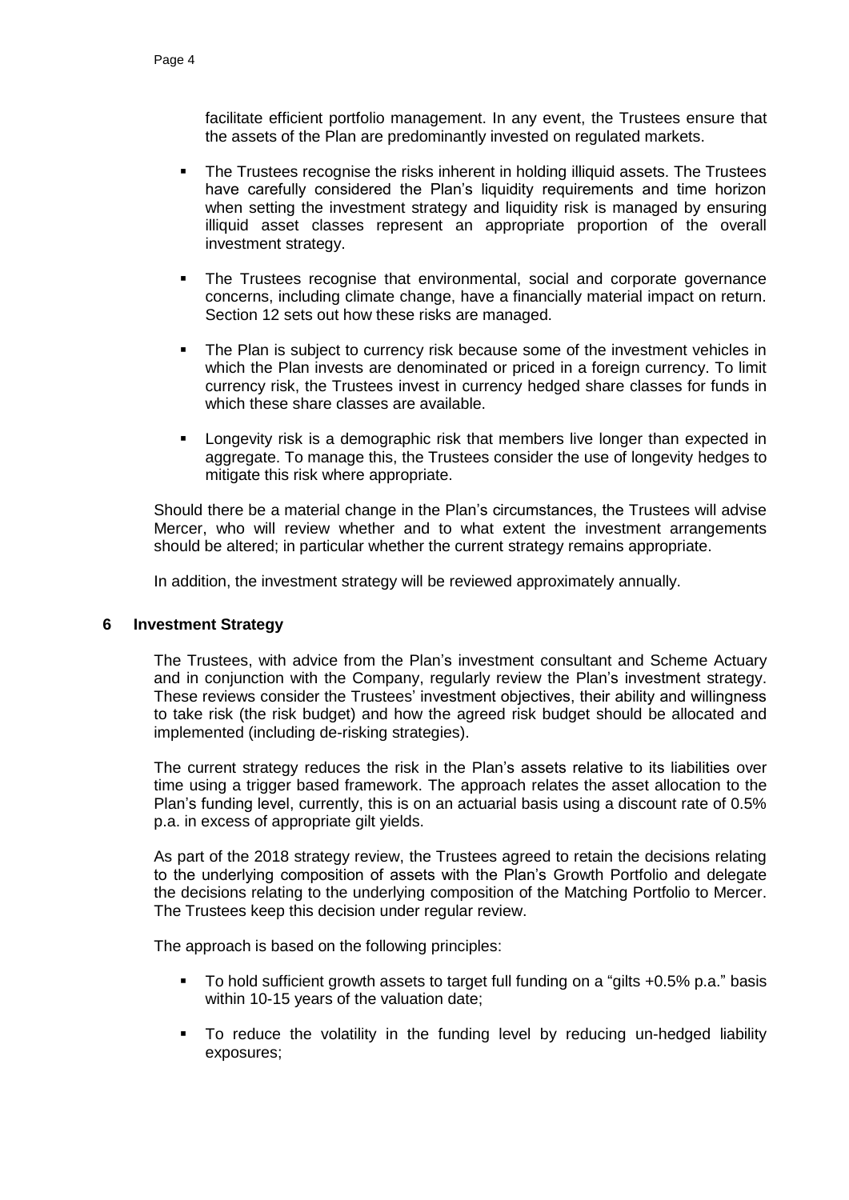facilitate efficient portfolio management. In any event, the Trustees ensure that the assets of the Plan are predominantly invested on regulated markets.

- The Trustees recognise the risks inherent in holding illiquid assets. The Trustees have carefully considered the Plan's liquidity requirements and time horizon when setting the investment strategy and liquidity risk is managed by ensuring illiquid asset classes represent an appropriate proportion of the overall investment strategy.

- The Trustees recognise that environmental, social and corporate governance concerns, including climate change, have a financially material impact on return. Section 12 sets out how these risks are managed.

- The Plan is subject to currency risk because some of the investment vehicles in which the Plan invests are denominated or priced in a foreign currency. To limit currency risk, the Trustees invest in currency hedged share classes for funds in which these share classes are available.

- Longevity risk is a demographic risk that members live longer than expected in aggregate. To manage this, the Trustees consider the use of longevity hedges to mitigate this risk where appropriate.

Should there be a material change in the Plan's circumstances, the Trustees will advise Mercer, who will review whether and to what extent the investment arrangements should be altered; in particular whether the current strategy remains appropriate.

In addition, the investment strategy will be reviewed approximately annually.

## 6 Investment Strategy

The Trustees, with advice from the Plan's investment consultant and Scheme Actuary and in conjunction with the Company, regularly review the Plan's investment strategy. These reviews consider the Trustees' investment objectives, their ability and willingness to take risk (the risk budget) and how the agreed risk budget should be allocated and implemented (including de-risking strategies).

The current strategy reduces the risk in the Plan's assets relative to its liabilities over time using a trigger based framework. The approach relates the asset allocation to the Plan's funding level, currently, this is on an actuarial basis using a discount rate of 0.5% p.a. in excess of appropriate gilt yields.

As part of the 2018 strategy review, the Trustees agreed to retain the decisions relating to the underlying composition of assets with the Plan's Growth Portfolio and delegate the decisions relating to the underlying composition of the Matching Portfolio to Mercer. The Trustees keep this decision under regular review.

The approach is based on the following principles:

- To hold sufficient growth assets to target full funding on a "gilts +0.5% p.a." basis within 10-15 years of the valuation date;

- To reduce the volatility in the funding level by reducing un-hedged liability exposures;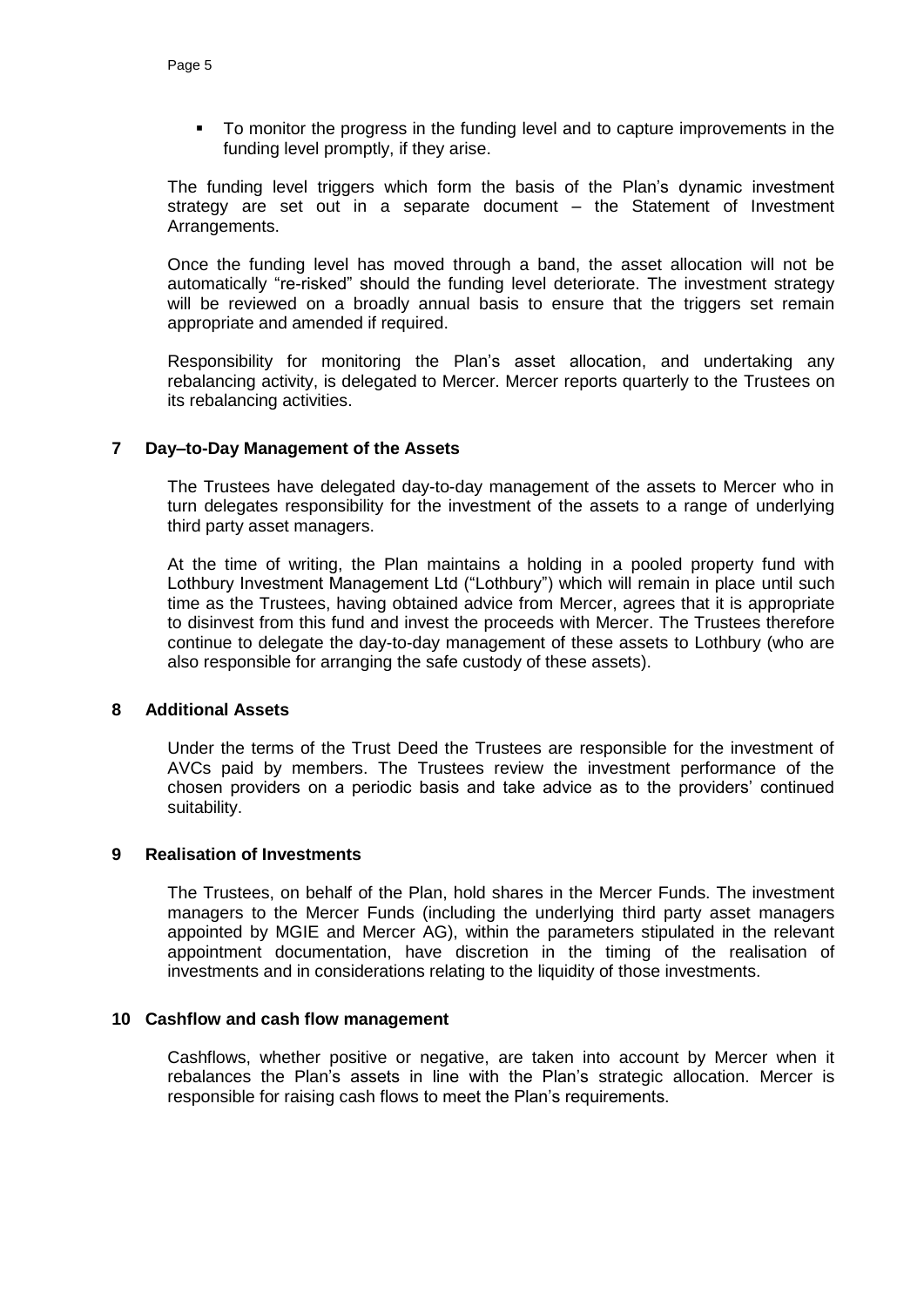- To monitor the progress in the funding level and to capture improvements in the funding level promptly, if they arise.

The funding level triggers which form the basis of the Plan's dynamic investment strategy are set out in a separate document – the Statement of Investment Arrangements.

Once the funding level has moved through a band, the asset allocation will not be automatically "re-risked" should the funding level deteriorate. The investment strategy will be reviewed on a broadly annual basis to ensure that the triggers set remain appropriate and amended if required.

Responsibility for monitoring the Plan's asset allocation, and undertaking any rebalancing activity, is delegated to Mercer. Mercer reports quarterly to the Trustees on its rebalancing activities.

## 7 Day–to-Day Management of the Assets

The Trustees have delegated day-to-day management of the assets to Mercer who in turn delegates responsibility for the investment of the assets to a range of underlying third party asset managers.

At the time of writing, the Plan maintains a holding in a pooled property fund with Lothbury Investment Management Ltd ("Lothbury") which will remain in place until such time as the Trustees, having obtained advice from Mercer, agrees that it is appropriate to disinvest from this fund and invest the proceeds with Mercer. The Trustees therefore continue to delegate the day-to-day management of these assets to Lothbury (who are also responsible for arranging the safe custody of these assets).

## 8 Additional Assets

Under the terms of the Trust Deed the Trustees are responsible for the investment of AVCs paid by members. The Trustees review the investment performance of the chosen providers on a periodic basis and take advice as to the providers' continued suitability.

## 9 Realisation of Investments

The Trustees, on behalf of the Plan, hold shares in the Mercer Funds. The investment managers to the Mercer Funds (including the underlying third party asset managers appointed by MGIE and Mercer AG), within the parameters stipulated in the relevant appointment documentation, have discretion in the timing of the realisation of investments and in considerations relating to the liquidity of those investments.

## 10 Cashflow and cash flow management

Cashflows, whether positive or negative, are taken into account by Mercer when it rebalances the Plan's assets in line with the Plan's strategic allocation. Mercer is responsible for raising cash flows to meet the Plan's requirements.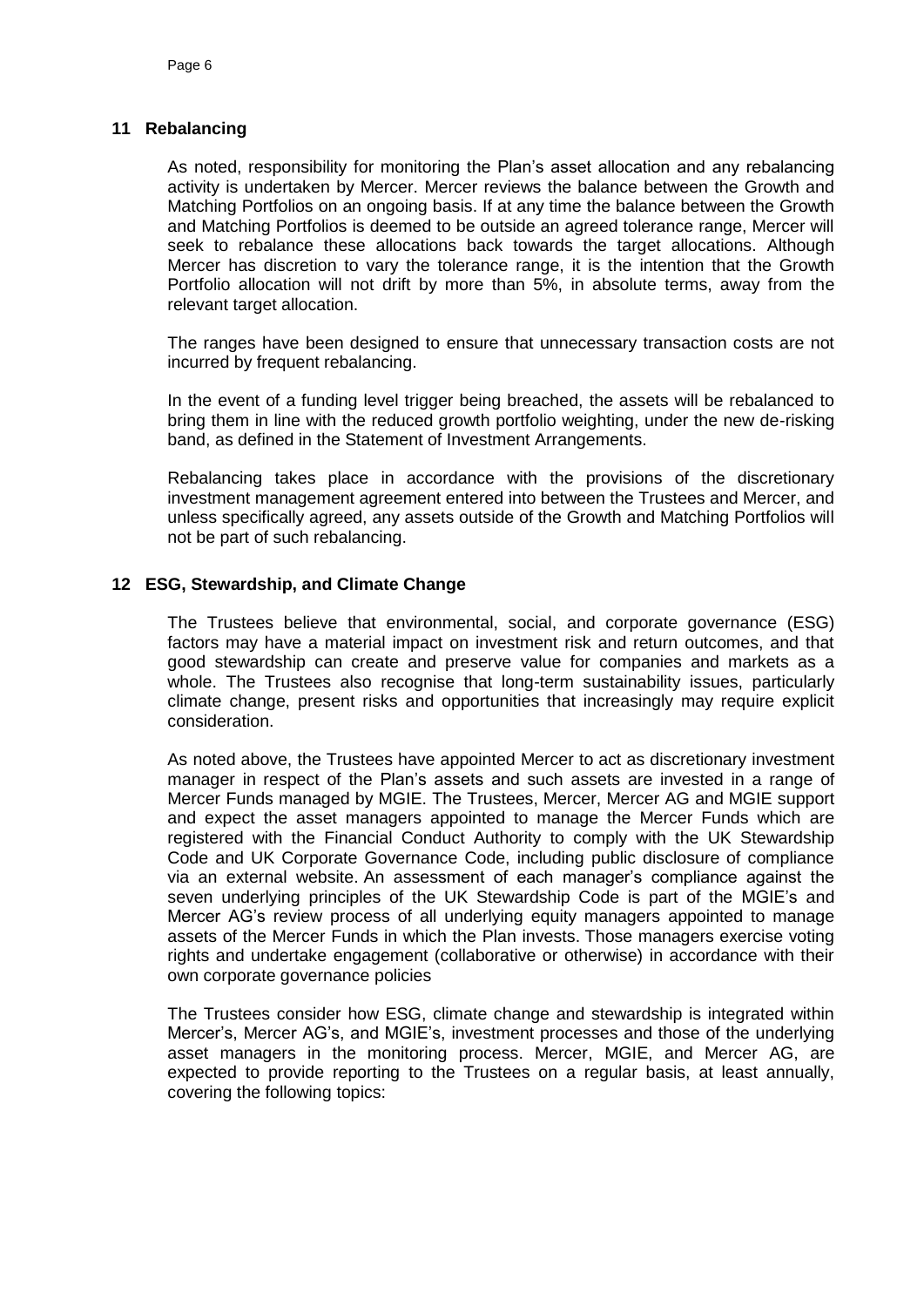## 11 Rebalancing

As noted, responsibility for monitoring the Plan's asset allocation and any rebalancing activity is undertaken by Mercer. Mercer reviews the balance between the Growth and Matching Portfolios on an ongoing basis. If at any time the balance between the Growth and Matching Portfolios is deemed to be outside an agreed tolerance range, Mercer will seek to rebalance these allocations back towards the target allocations. Although Mercer has discretion to vary the tolerance range, it is the intention that the Growth Portfolio allocation will not drift by more than 5%, in absolute terms, away from the relevant target allocation.

The ranges have been designed to ensure that unnecessary transaction costs are not incurred by frequent rebalancing.

In the event of a funding level trigger being breached, the assets will be rebalanced to bring them in line with the reduced growth portfolio weighting, under the new de-risking band, as defined in the Statement of Investment Arrangements.

Rebalancing takes place in accordance with the provisions of the discretionary investment management agreement entered into between the Trustees and Mercer, and unless specifically agreed, any assets outside of the Growth and Matching Portfolios will not be part of such rebalancing.

## 12 ESG, Stewardship, and Climate Change

The Trustees believe that environmental, social, and corporate governance (ESG) factors may have a material impact on investment risk and return outcomes, and that good stewardship can create and preserve value for companies and markets as a whole. The Trustees also recognise that long-term sustainability issues, particularly climate change, present risks and opportunities that increasingly may require explicit consideration.

As noted above, the Trustees have appointed Mercer to act as discretionary investment manager in respect of the Plan's assets and such assets are invested in a range of Mercer Funds managed by MGIE. The Trustees, Mercer, Mercer AG and MGIE support and expect the asset managers appointed to manage the Mercer Funds which are registered with the Financial Conduct Authority to comply with the UK Stewardship Code and UK Corporate Governance Code, including public disclosure of compliance via an external website. An assessment of each manager's compliance against the seven underlying principles of the UK Stewardship Code is part of the MGIE's and Mercer AG's review process of all underlying equity managers appointed to manage assets of the Mercer Funds in which the Plan invests. Those managers exercise voting rights and undertake engagement (collaborative or otherwise) in accordance with their own corporate governance policies

The Trustees consider how ESG, climate change and stewardship is integrated within Mercer's, Mercer AG's, and MGIE's, investment processes and those of the underlying asset managers in the monitoring process. Mercer, MGIE, and Mercer AG, are expected to provide reporting to the Trustees on a regular basis, at least annually, covering the following topics: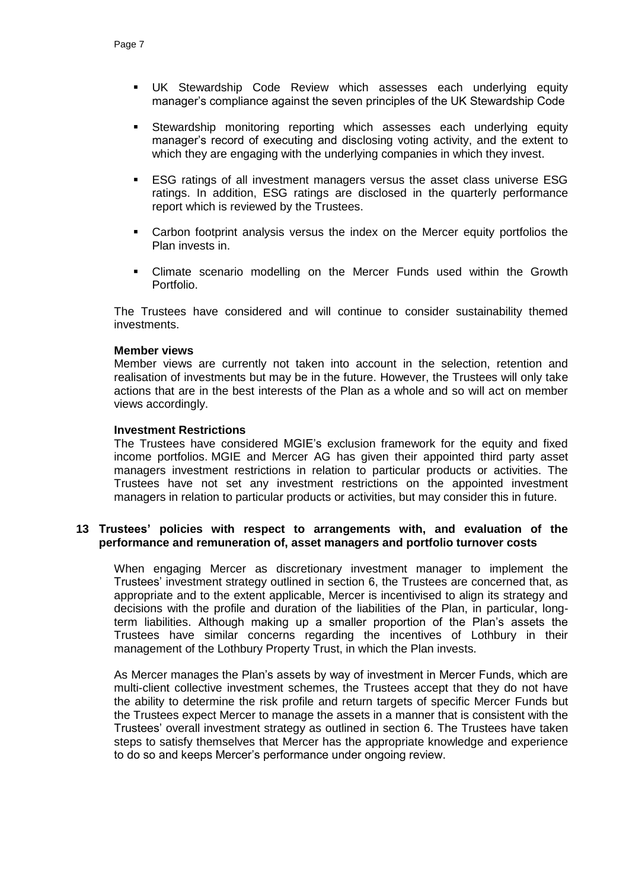- UK Stewardship Code Review which assesses each underlying equity manager's compliance against the seven principles of the UK Stewardship Code
- Stewardship monitoring reporting which assesses each underlying equity manager's record of executing and disclosing voting activity, and the extent to which they are engaging with the underlying companies in which they invest.
- ESG ratings of all investment managers versus the asset class universe ESG ratings. In addition, ESG ratings are disclosed in the quarterly performance report which is reviewed by the Trustees.
- Carbon footprint analysis versus the index on the Mercer equity portfolios the Plan invests in.
- Climate scenario modelling on the Mercer Funds used within the Growth Portfolio.

The Trustees have considered and will continue to consider sustainability themed investments.

**Member views**

Member views are currently not taken into account in the selection, retention and realisation of investments but may be in the future. However, the Trustees will only take actions that are in the best interests of the Plan as a whole and so will act on member views accordingly.

**Investment Restrictions**

The Trustees have considered MGIE's exclusion framework for the equity and fixed income portfolios. MGIE and Mercer AG has given their appointed third party asset managers investment restrictions in relation to particular products or activities. The Trustees have not set any investment restrictions on the appointed investment managers in relation to particular products or activities, but may consider this in future.

## 13 Trustees' policies with respect to arrangements with, and evaluation of the performance and remuneration of, asset managers and portfolio turnover costs

When engaging Mercer as discretionary investment manager to implement the Trustees' investment strategy outlined in section 6, the Trustees are concerned that, as appropriate and to the extent applicable, Mercer is incentivised to align its strategy and decisions with the profile and duration of the liabilities of the Plan, in particular, long-term liabilities. Although making up a smaller proportion of the Plan's assets the Trustees have similar concerns regarding the incentives of Lothbury in their management of the Lothbury Property Trust, in which the Plan invests.

As Mercer manages the Plan's assets by way of investment in Mercer Funds, which are multi-client collective investment schemes, the Trustees accept that they do not have the ability to determine the risk profile and return targets of specific Mercer Funds but the Trustees expect Mercer to manage the assets in a manner that is consistent with the Trustees' overall investment strategy as outlined in section 6. The Trustees have taken steps to satisfy themselves that Mercer has the appropriate knowledge and experience to do so and keeps Mercer's performance under ongoing review.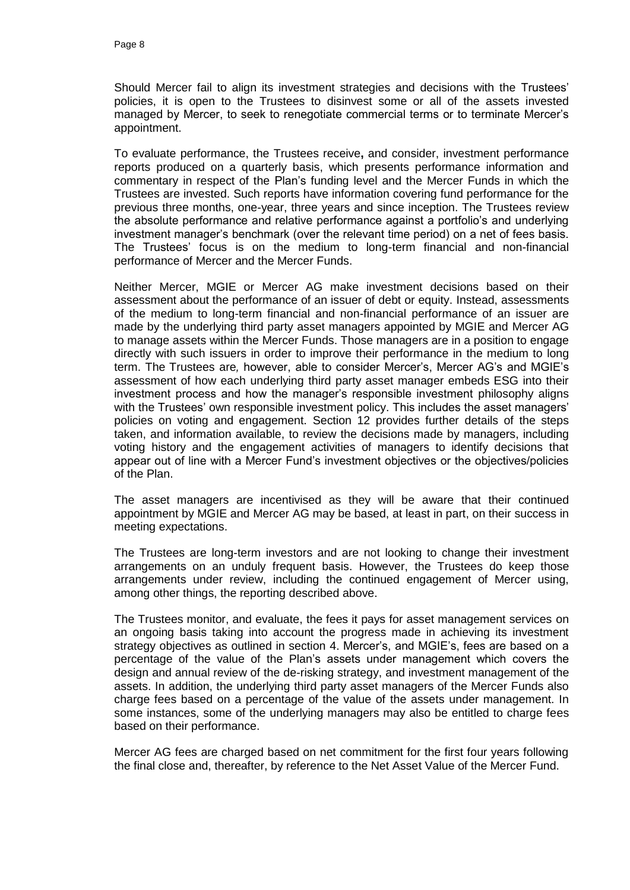Should Mercer fail to align its investment strategies and decisions with the Trustees' policies, it is open to the Trustees to disinvest some or all of the assets invested managed by Mercer, to seek to renegotiate commercial terms or to terminate Mercer's appointment.

To evaluate performance, the Trustees receive**,** and consider, investment performance reports produced on a quarterly basis, which presents performance information and commentary in respect of the Plan's funding level and the Mercer Funds in which the Trustees are invested. Such reports have information covering fund performance for the previous three months, one-year, three years and since inception. The Trustees review the absolute performance and relative performance against a portfolio's and underlying investment manager's benchmark (over the relevant time period) on a net of fees basis. The Trustees' focus is on the medium to long-term financial and non-financial performance of Mercer and the Mercer Funds.

Neither Mercer, MGIE or Mercer AG make investment decisions based on their assessment about the performance of an issuer of debt or equity. Instead, assessments of the medium to long-term financial and non-financial performance of an issuer are made by the underlying third party asset managers appointed by MGIE and Mercer AG to manage assets within the Mercer Funds. Those managers are in a position to engage directly with such issuers in order to improve their performance in the medium to long term. The Trustees are*,* however, able to consider Mercer's, Mercer AG's and MGIE's assessment of how each underlying third party asset manager embeds ESG into their investment process and how the manager's responsible investment philosophy aligns with the Trustees' own responsible investment policy. This includes the asset managers' policies on voting and engagement. Section 12 provides further details of the steps taken, and information available, to review the decisions made by managers, including voting history and the engagement activities of managers to identify decisions that appear out of line with a Mercer Fund's investment objectives or the objectives/policies of the Plan.

The asset managers are incentivised as they will be aware that their continued appointment by MGIE and Mercer AG may be based, at least in part, on their success in meeting expectations.

The Trustees are long-term investors and are not looking to change their investment arrangements on an unduly frequent basis. However, the Trustees do keep those arrangements under review, including the continued engagement of Mercer using, among other things, the reporting described above.

The Trustees monitor, and evaluate, the fees it pays for asset management services on an ongoing basis taking into account the progress made in achieving its investment strategy objectives as outlined in section 4. Mercer's, and MGIE's, fees are based on a percentage of the value of the Plan's assets under management which covers the design and annual review of the de-risking strategy, and investment management of the assets. In addition, the underlying third party asset managers of the Mercer Funds also charge fees based on a percentage of the value of the assets under management. In some instances, some of the underlying managers may also be entitled to charge fees based on their performance.

Mercer AG fees are charged based on net commitment for the first four years following the final close and, thereafter, by reference to the Net Asset Value of the Mercer Fund.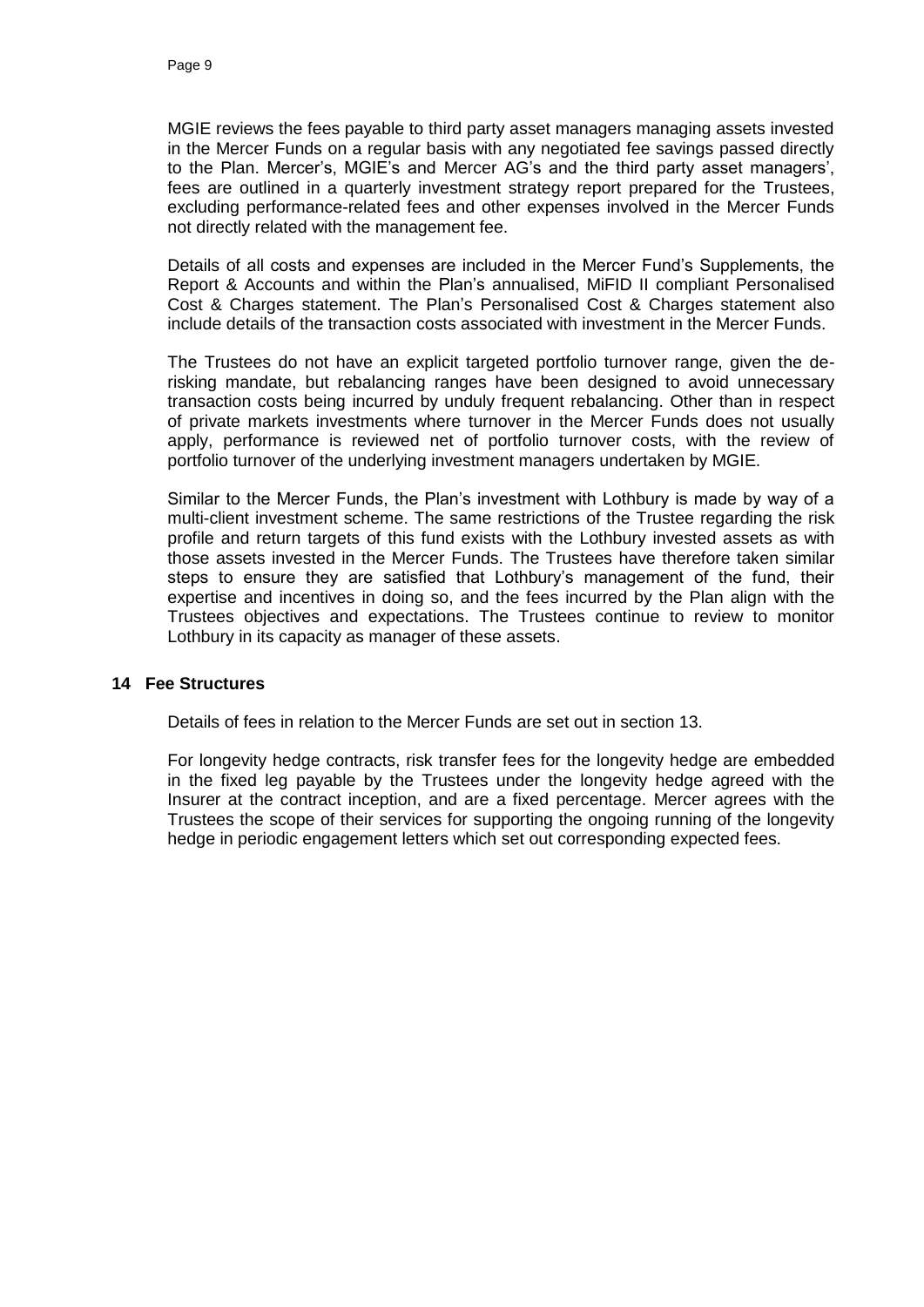MGIE reviews the fees payable to third party asset managers managing assets invested in the Mercer Funds on a regular basis with any negotiated fee savings passed directly to the Plan. Mercer's, MGIE's and Mercer AG's and the third party asset managers', fees are outlined in a quarterly investment strategy report prepared for the Trustees, excluding performance-related fees and other expenses involved in the Mercer Funds not directly related with the management fee.

Details of all costs and expenses are included in the Mercer Fund's Supplements, the Report & Accounts and within the Plan's annualised, MiFID II compliant Personalised Cost & Charges statement. The Plan's Personalised Cost & Charges statement also include details of the transaction costs associated with investment in the Mercer Funds.

The Trustees do not have an explicit targeted portfolio turnover range, given the de-risking mandate, but rebalancing ranges have been designed to avoid unnecessary transaction costs being incurred by unduly frequent rebalancing. Other than in respect of private markets investments where turnover in the Mercer Funds does not usually apply, performance is reviewed net of portfolio turnover costs, with the review of portfolio turnover of the underlying investment managers undertaken by MGIE.

Similar to the Mercer Funds, the Plan's investment with Lothbury is made by way of a multi-client investment scheme. The same restrictions of the Trustee regarding the risk profile and return targets of this fund exists with the Lothbury invested assets as with those assets invested in the Mercer Funds. The Trustees have therefore taken similar steps to ensure they are satisfied that Lothbury's management of the fund, their expertise and incentives in doing so, and the fees incurred by the Plan align with the Trustees objectives and expectations. The Trustees continue to review to monitor Lothbury in its capacity as manager of these assets.

## 14 Fee Structures

Details of fees in relation to the Mercer Funds are set out in section 13.

For longevity hedge contracts, risk transfer fees for the longevity hedge are embedded in the fixed leg payable by the Trustees under the longevity hedge agreed with the Insurer at the contract inception, and are a fixed percentage. Mercer agrees with the Trustees the scope of their services for supporting the ongoing running of the longevity hedge in periodic engagement letters which set out corresponding expected fees.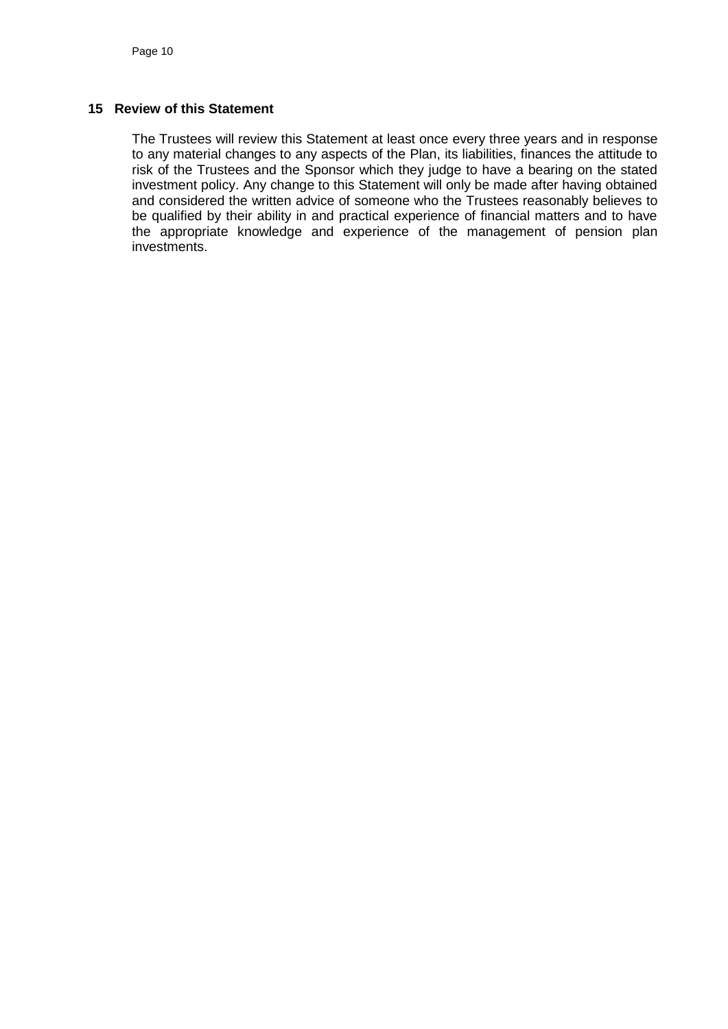## 15 Review of this Statement

The Trustees will review this Statement at least once every three years and in response to any material changes to any aspects of the Plan, its liabilities, finances the attitude to risk of the Trustees and the Sponsor which they judge to have a bearing on the stated investment policy. Any change to this Statement will only be made after having obtained and considered the written advice of someone who the Trustees reasonably believes to be qualified by their ability in and practical experience of financial matters and to have the appropriate knowledge and experience of the management of pension plan investments.